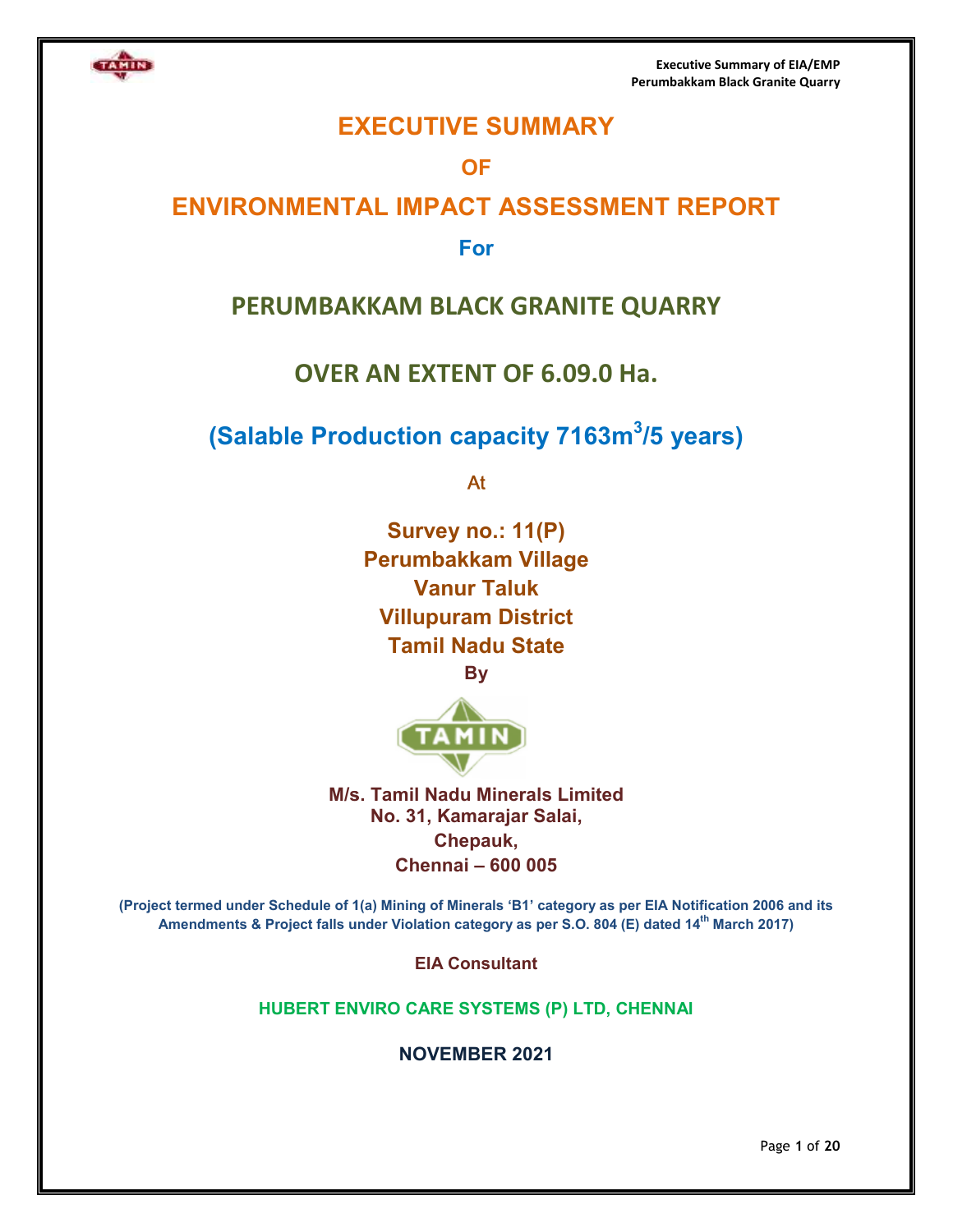# EXECUTIVE SUMMARY

## OF

# ENVIRONMENTAL IMPACT ASSESSMENT REPORT

**For**

## PERUMBAKKAM BLACK GRANITE QUARRY

## OVER AN EXTENT OF 6.09.0 Ha.

## (Salable Production capacity 7163m$^3$/5 years)

At

**Survey no.: 11(P)**
**Perumbakkam Village**
**Vanur Taluk**
**Villupuram District**
**Tamil Nadu State**

**By**

**M/s. Tamil Nadu Minerals Limited**
**No. 31, Kamarajar Salai,**
**Chepauk,**
**Chennai – 600 005**

**(Project termed under Schedule of 1(a) Mining of Minerals 'B1' category as per EIA Notification 2006 and its Amendments & Project falls under Violation category as per S.O. 804 (E) dated 14th March 2017)**

**EIA Consultant**

**HUBERT ENVIRO CARE SYSTEMS (P) LTD, CHENNAI**

**NOVEMBER 2021**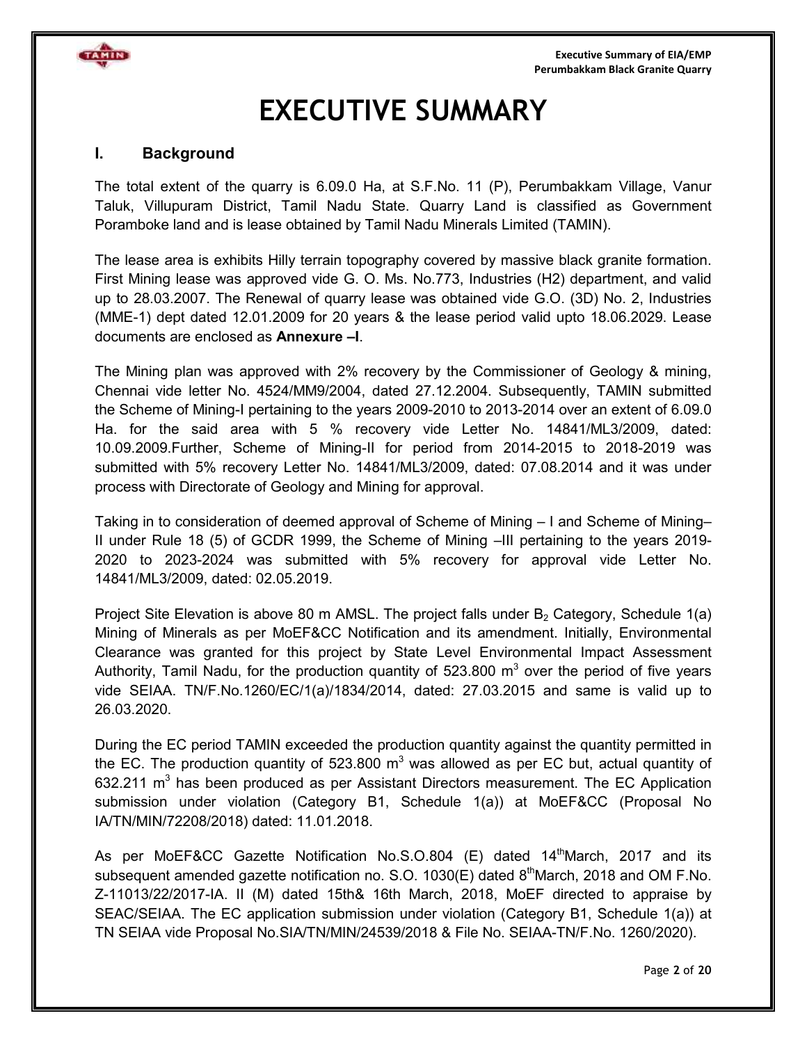# EXECUTIVE SUMMARY

## I. Background

The total extent of the quarry is 6.09.0 Ha, at S.F.No. 11 (P), Perumbakkam Village, Vanur Taluk, Villupuram District, Tamil Nadu State. Quarry Land is classified as Government Poramboke land and is lease obtained by Tamil Nadu Minerals Limited (TAMIN).

The lease area is exhibits Hilly terrain topography covered by massive black granite formation. First Mining lease was approved vide G. O. Ms. No.773, Industries (H2) department, and valid up to 28.03.2007. The Renewal of quarry lease was obtained vide G.O. (3D) No. 2, Industries (MME-1) dept dated 12.01.2009 for 20 years & the lease period valid upto 18.06.2029. Lease documents are enclosed as **Annexure –I**.

The Mining plan was approved with 2% recovery by the Commissioner of Geology & mining, Chennai vide letter No. 4524/MM9/2004, dated 27.12.2004. Subsequently, TAMIN submitted the Scheme of Mining-I pertaining to the years 2009-2010 to 2013-2014 over an extent of 6.09.0 Ha. for the said area with 5 % recovery vide Letter No. 14841/ML3/2009, dated: 10.09.2009.Further, Scheme of Mining-II for period from 2014-2015 to 2018-2019 was submitted with 5% recovery Letter No. 14841/ML3/2009, dated: 07.08.2014 and it was under process with Directorate of Geology and Mining for approval.

Taking in to consideration of deemed approval of Scheme of Mining – I and Scheme of Mining–II under Rule 18 (5) of GCDR 1999, the Scheme of Mining –III pertaining to the years 2019-2020 to 2023-2024 was submitted with 5% recovery for approval vide Letter No. 14841/ML3/2009, dated: 02.05.2019.

Project Site Elevation is above 80 m AMSL. The project falls under $B_2$ Category, Schedule 1(a) Mining of Minerals as per MoEF&CC Notification and its amendment. Initially, Environmental Clearance was granted for this project by State Level Environmental Impact Assessment Authority, Tamil Nadu, for the production quantity of 523.800 $m^3$ over the period of five years vide SEIAA. TN/F.No.1260/EC/1(a)/1834/2014, dated: 27.03.2015 and same is valid up to 26.03.2020.

During the EC period TAMIN exceeded the production quantity against the quantity permitted in the EC. The production quantity of 523.800 $m^3$ was allowed as per EC but, actual quantity of 632.211 $m^3$ has been produced as per Assistant Directors measurement. The EC Application submission under violation (Category B1, Schedule 1(a)) at MoEF&CC (Proposal No IA/TN/MIN/72208/2018) dated: 11.01.2018.

As per MoEF&CC Gazette Notification No.S.O.804 (E) dated 14th March, 2017 and its subsequent amended gazette notification no. S.O. 1030(E) dated 8th March, 2018 and OM F.No. Z-11013/22/2017-IA. II (M) dated 15th& 16th March, 2018, MoEF directed to appraise by SEAC/SEIAA. The EC application submission under violation (Category B1, Schedule 1(a)) at TN SEIAA vide Proposal No.SIA/TN/MIN/24539/2018 & File No. SEIAA-TN/F.No. 1260/2020).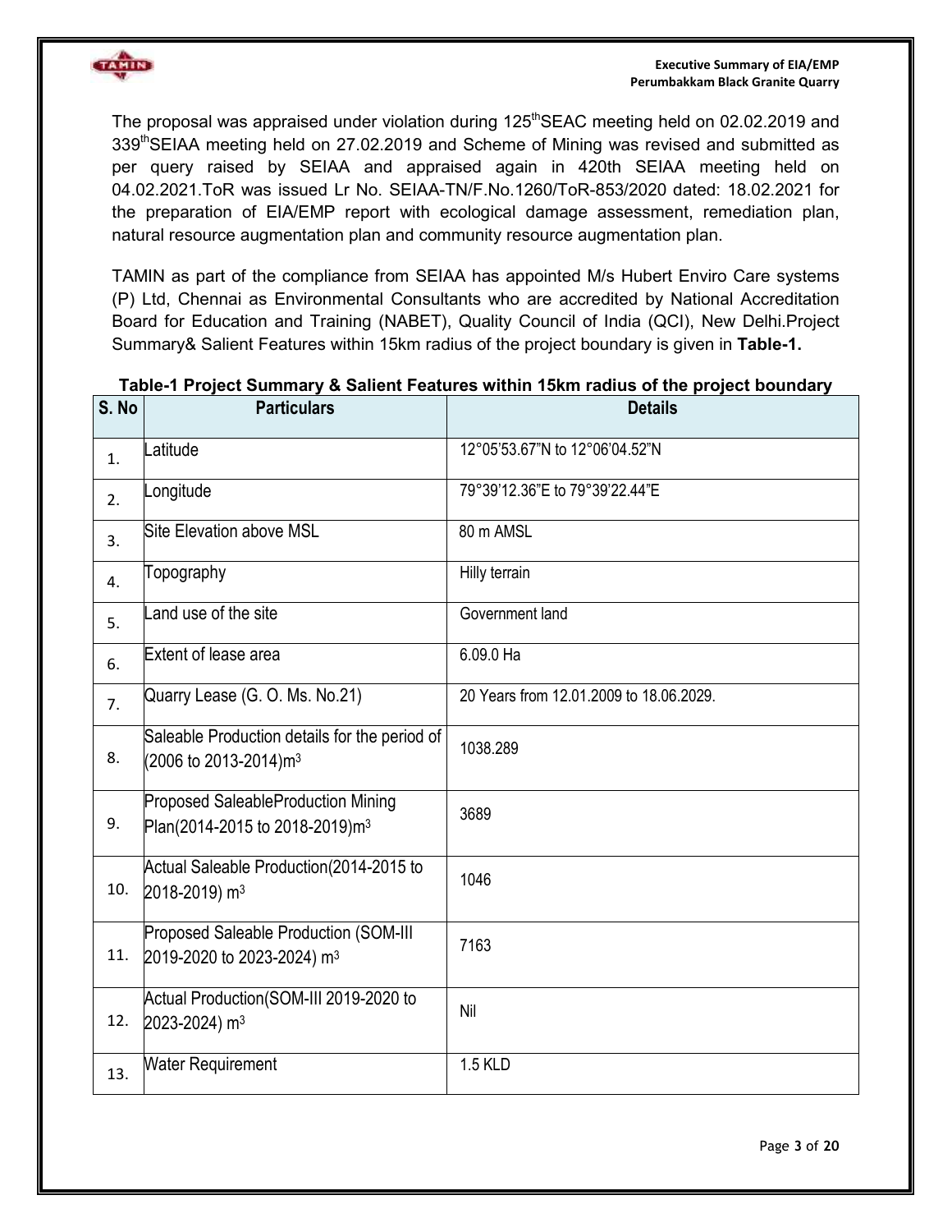The proposal was appraised under violation during 125[th]SEAC meeting held on 02.02.2019 and 339[th]SEIAA meeting held on 27.02.2019 and Scheme of Mining was revised and submitted as per query raised by SEIAA and appraised again in 420th SEIAA meeting held on 04.02.2021.ToR was issued Lr No. SEIAA-TN/F.No.1260/ToR-853/2020 dated: 18.02.2021 for the preparation of EIA/EMP report with ecological damage assessment, remediation plan, natural resource augmentation plan and community resource augmentation plan.

TAMIN as part of the compliance from SEIAA has appointed M/s Hubert Enviro Care systems (P) Ltd, Chennai as Environmental Consultants who are accredited by National Accreditation Board for Education and Training (NABET), Quality Council of India (QCI), New Delhi.Project Summary& Salient Features within 15km radius of the project boundary is given in **Table-1.**

**Table-1 Project Summary & Salient Features within 15km radius of the project boundary**

| S. No | Particulars | Details |
|---|---|---|
| 1. | Latitude | 12°05'53.67"N to 12°06'04.52"N |
| 2. | Longitude | 79°39'12.36"E to 79°39'22.44"E |
| 3. | Site Elevation above MSL | 80 m AMSL |
| 4. | Topography | Hilly terrain |
| 5. | Land use of the site | Government land |
| 6. | Extent of lease area | 6.09.0 Ha |
| 7. | Quarry Lease (G. O. Ms. No.21) | 20 Years from 12.01.2009 to 18.06.2029. |
| 8. | Saleable Production details for the period of (2006 to 2013-2014)$m^3$ | 1038.289 |
| 9. | Proposed SaleableProduction Mining Plan(2014-2015 to 2018-2019)$m^3$ | 3689 |
| 10. | Actual Saleable Production(2014-2015 to 2018-2019) $m^3$ | 1046 |
| 11. | Proposed Saleable Production (SOM-III 2019-2020 to 2023-2024) $m^3$ | 7163 |
| 12. | Actual Production(SOM-III 2019-2020 to 2023-2024) $m^3$ | Nil |
| 13. | Water Requirement | 1.5 KLD |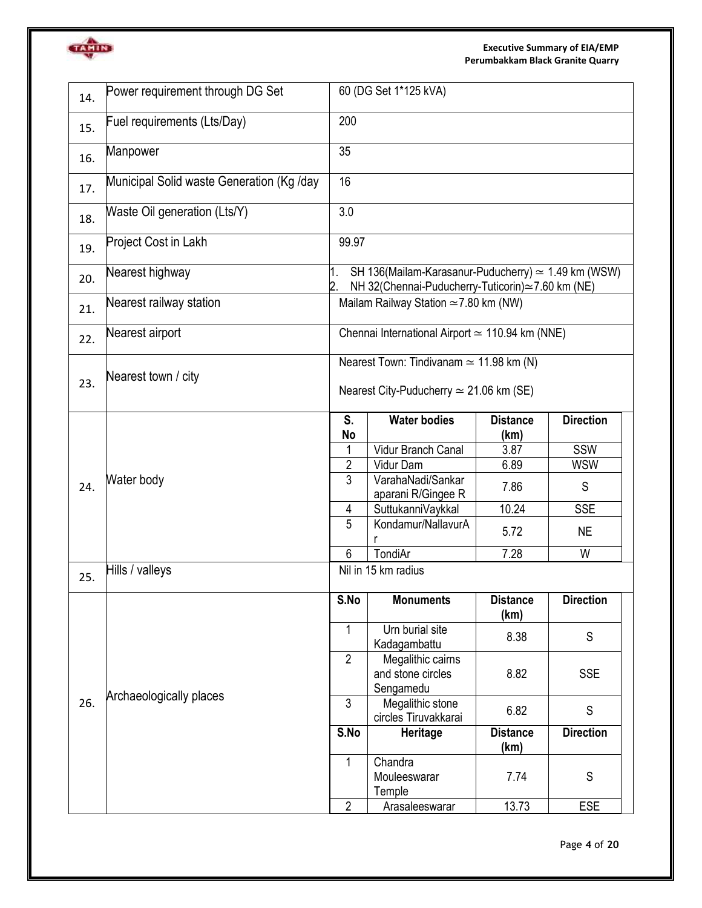| | | |
|---|---|---|
| 14. | Power requirement through DG Set | 60 (DG Set 1*125 kVA) |
| 15. | Fuel requirements (Lts/Day) | 200 |
| 16. | Manpower | 35 |
| 17. | Municipal Solid waste Generation (Kg /day | 16 |
| 18. | Waste Oil generation (Lts/Y) | 3.0 |
| 19. | Project Cost in Lakh | 99.97 |
| 20. | Nearest highway | 1. SH 136(Mailam-Karasanur-Puducherry) ≃ 1.49 km (WSW)<br>2. NH 32(Chennai-Puducherry-Tuticorin)≃7.60 km (NE) |
| 21. | Nearest railway station | Mailam Railway Station ≃7.80 km (NW) |
| 22. | Nearest airport | Chennai International Airport ≃ 110.94 km (NNE) |
| 23. | Nearest town / city | Nearest Town: Tindivanam ≃ 11.98 km (N)<br><br>Nearest City-Puducherry ≃ 21.06 km (SE) |
| 24. | Water body | (see table below) |
| 25. | Hills / valleys | Nil in 15 km radius |
| 26. | Archaeologically places | (see tables below) |

**24. Water body**

| S. No | Water bodies | Distance (km) | Direction |
|---|---|---|---|
| 1 | Vidur Branch Canal | 3.87 | SSW |
| 2 | Vidur Dam | 6.89 | WSW |
| 3 | VarahaNadi/Sankaraparani R/Gingee R | 7.86 | S |
| 4 | SuttukanniVaykkal | 10.24 | SSE |
| 5 | Kondamur/NallavurAr | 5.72 | NE |
| 6 | TondiAr | 7.28 | W |

**26. Archaeologically places**

| S.No | Monuments | Distance (km) | Direction |
|---|---|---|---|
| 1 | Urn burial site Kadagambattu | 8.38 | S |
| 2 | Megalithic cairns and stone circles Sengamedu | 8.82 | SSE |
| 3 | Megalithic stone circles Tiruvakkarai | 6.82 | S |

| S.No | Heritage | Distance (km) | Direction |
|---|---|---|---|
| 1 | Chandra Mouleeswarar Temple | 7.74 | S |
| 2 | Arasaleeswarar | 13.73 | ESE |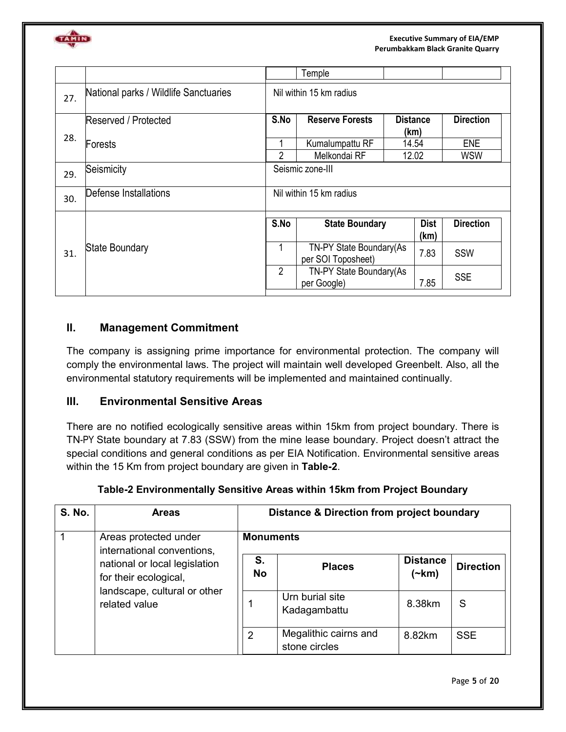| | | | | | |
|---|---|---|---|---|---|
| | | | Temple | | |
| 27. | National parks / Wildlife Sanctuaries | Nil within 15 km radius | | | |
| 28. | Reserved / Protected Forests | S.No | Reserve Forests | Distance (km) | Direction |
| | | 1 | Kumalumpattu RF | 14.54 | ENE |
| | | 2 | Melkondai RF | 12.02 | WSW |
| 29. | Seismicity | Seismic zone-III | | | |
| 30. | Defense Installations | Nil within 15 km radius | | | |
| 31. | State Boundary | S.No | State Boundary | Dist (km) | Direction |
| | | 1 | TN-PY State Boundary(As per SOI Toposheet) | 7.83 | SSW |
| | | 2 | TN-PY State Boundary(As per Google) | 7.85 | SSE |

## II. Management Commitment

The company is assigning prime importance for environmental protection. The company will comply the environmental laws. The project will maintain well developed Greenbelt. Also, all the environmental statutory requirements will be implemented and maintained continually.

## III. Environmental Sensitive Areas

There are no notified ecologically sensitive areas within 15km from project boundary. There is TN-PY State boundary at 7.83 (SSW) from the mine lease boundary. Project doesn't attract the special conditions and general conditions as per EIA Notification. Environmental sensitive areas within the 15 Km from project boundary are given in **Table-2**.

**Table-2 Environmentally Sensitive Areas within 15km from Project Boundary**

| S. No. | Areas | Distance & Direction from project boundary | | | |
|---|---|---|---|---|---|
| 1 | Areas protected under international conventions, national or local legislation for their ecological, landscape, cultural or other related value | **Monuments** | | | |
| | | S. No | Places | Distance (~km) | Direction |
| | | 1 | Urn burial site Kadagambattu | 8.38km | S |
| | | 2 | Megalithic cairns and stone circles | 8.82km | SSE |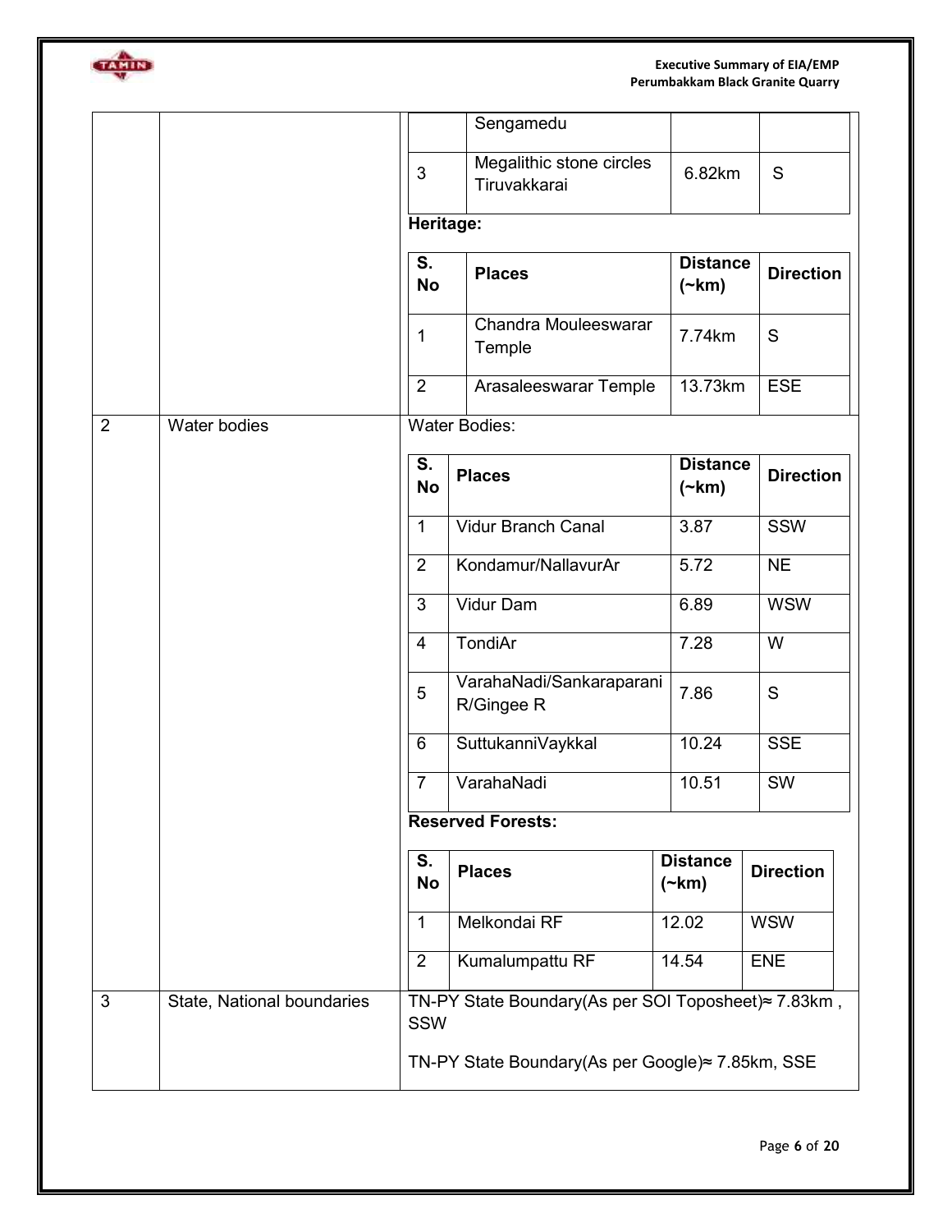| | | |
|---|---|---|
| | | |

| S. No | Places | Distance (~km) | Direction |
|---|---|---|---|
| | Sengamedu | | |
| 3 | Megalithic stone circles Tiruvakkarai | 6.82km | S |

**Heritage:**

| S. No | Places | Distance (~km) | Direction |
|---|---|---|---|
| 1 | Chandra Mouleeswarar Temple | 7.74km | S |
| 2 | Arasaleeswarar Temple | 13.73km | ESE |

**2. Water bodies**

Water Bodies:

| S. No | Places | Distance (~km) | Direction |
|---|---|---|---|
| 1 | Vidur Branch Canal | 3.87 | SSW |
| 2 | Kondamur/NallavurAr | 5.72 | NE |
| 3 | Vidur Dam | 6.89 | WSW |
| 4 | TondiAr | 7.28 | W |
| 5 | VarahaNadi/Sankaraparani R/Gingee R | 7.86 | S |
| 6 | SuttukanniVaykkal | 10.24 | SSE |
| 7 | VarahaNadi | 10.51 | SW |

**Reserved Forests:**

| S. No | Places | Distance (~km) | Direction |
|---|---|---|---|
| 1 | Melkondai RF | 12.02 | WSW |
| 2 | Kumalumpattu RF | 14.54 | ENE |

**3. State, National boundaries**

TN-PY State Boundary(As per SOI Toposheet)≈ 7.83km , SSW

TN-PY State Boundary(As per Google)≈ 7.85km, SSE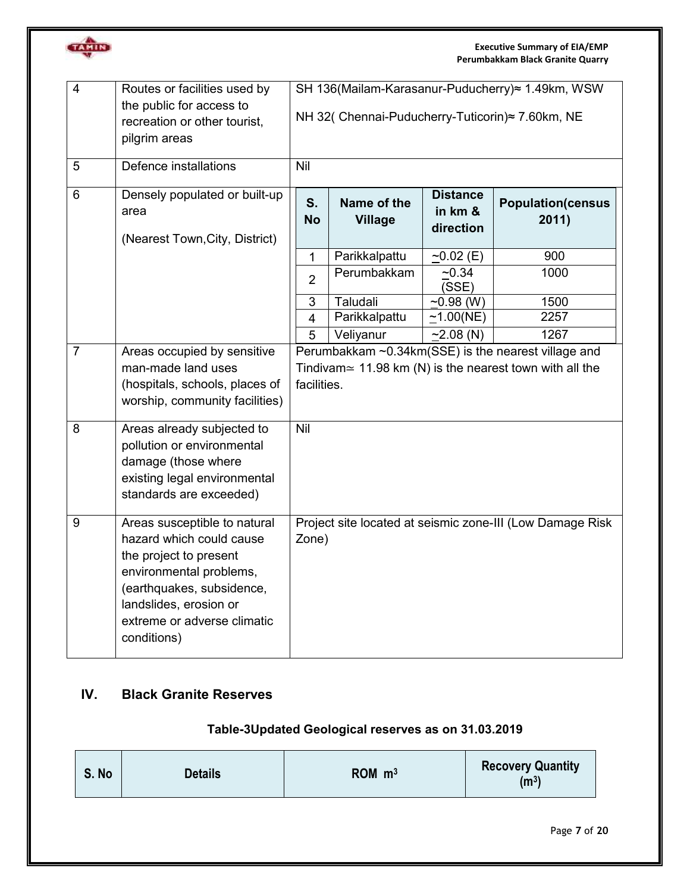| 4 | Routes or facilities used by the public for access to recreation or other tourist, pilgrim areas | SH 136(Mailam-Karasanur-Puducherry)≈ 1.49km, WSW<br><br>NH 32( Chennai-Puducherry-Tuticorin)≈ 7.60km, NE |
|---|---|---|
| 5 | Defence installations | Nil |
| 6 | Densely populated or built-up area<br><br>(Nearest Town,City, District) | **S. No** / **Name of the Village** / **Distance in km & direction** / **Population(census 2011)**<br>1 / Parikkalpattu / ~0.02 (E) / 900<br>2 / Perumbakkam / ~0.34 (SSE) / 1000<br>3 / Taludali / ~0.98 (W) / 1500<br>4 / Parikkalpattu / ~1.00(NE) / 2257<br>5 / Veliyanur / ~2.08 (N) / 1267 |
| 7 | Areas occupied by sensitive man-made land uses (hospitals, schools, places of worship, community facilities) | Perumbakkam ~0.34km(SSE) is the nearest village and Tindivam≃ 11.98 km (N) is the nearest town with all the facilities. |
| 8 | Areas already subjected to pollution or environmental damage (those where existing legal environmental standards are exceeded) | Nil |
| 9 | Areas susceptible to natural hazard which could cause the project to present environmental problems, (earthquakes, subsidence, landslides, erosion or extreme or adverse climatic conditions) | Project site located at seismic zone-III (Low Damage Risk Zone) |

## IV. Black Granite Reserves

**Table-3Updated Geological reserves as on 31.03.2019**

| S. No | Details | ROM $m^3$ | Recovery Quantity ($m^3$) |
|---|---|---|---|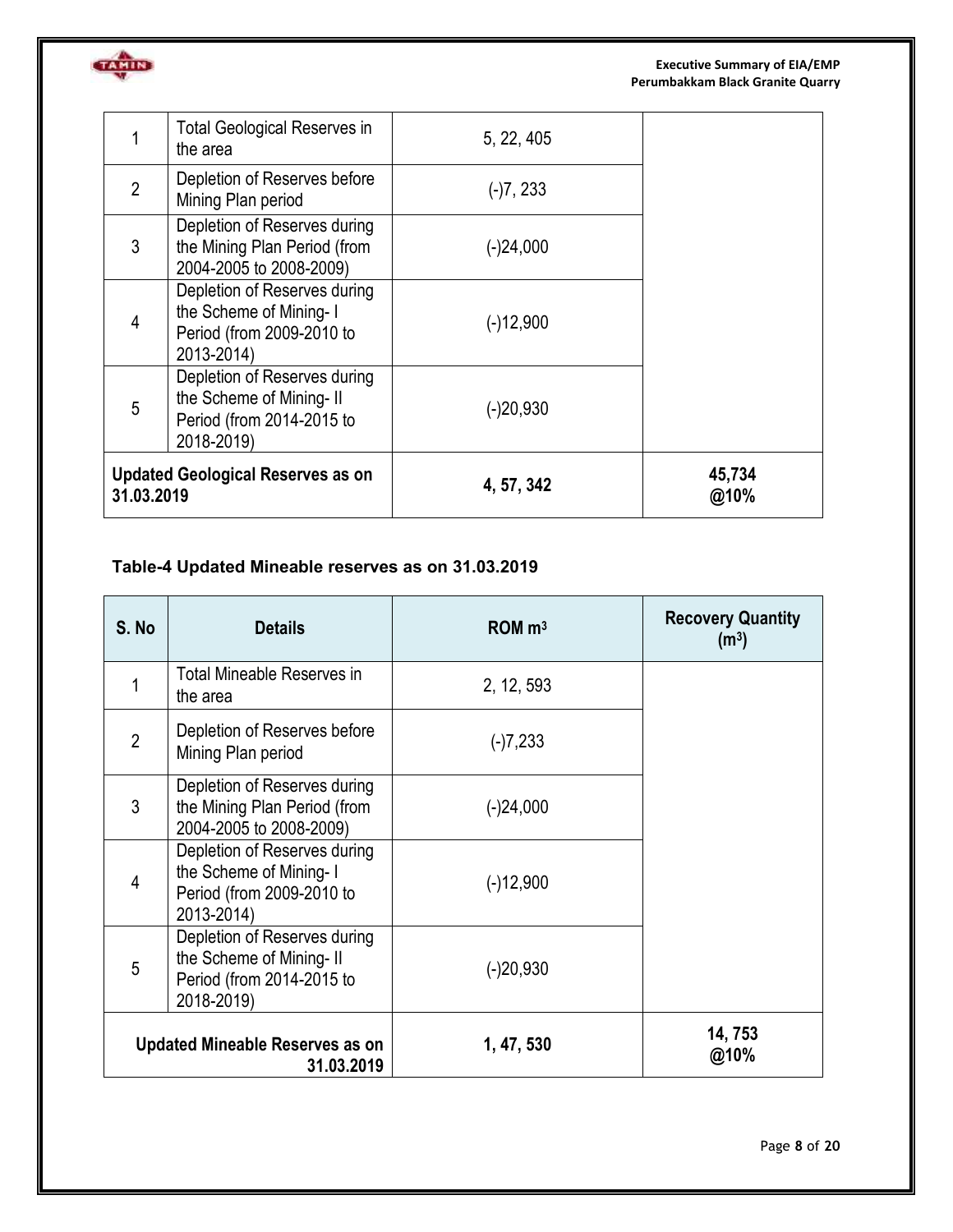| | | | |
|---|---|---|---|
| 1 | Total Geological Reserves in the area | 5, 22, 405 | |
| 2 | Depletion of Reserves before Mining Plan period | (-)7, 233 | |
| 3 | Depletion of Reserves during the Mining Plan Period (from 2004-2005 to 2008-2009) | (-)24,000 | |
| 4 | Depletion of Reserves during the Scheme of Mining- I Period (from 2009-2010 to 2013-2014) | (-)12,900 | |
| 5 | Depletion of Reserves during the Scheme of Mining- II Period (from 2014-2015 to 2018-2019) | (-)20,930 | |
| **Updated Geological Reserves as on 31.03.2019** | | **4, 57, 342** | **45,734 @10%** |

**Table-4 Updated Mineable reserves as on 31.03.2019**

| S. No | Details | ROM $m^3$ | Recovery Quantity ($m^3$) |
|---|---|---|---|
| 1 | Total Mineable Reserves in the area | 2, 12, 593 | |
| 2 | Depletion of Reserves before Mining Plan period | (-)7,233 | |
| 3 | Depletion of Reserves during the Mining Plan Period (from 2004-2005 to 2008-2009) | (-)24,000 | |
| 4 | Depletion of Reserves during the Scheme of Mining- I Period (from 2009-2010 to 2013-2014) | (-)12,900 | |
| 5 | Depletion of Reserves during the Scheme of Mining- II Period (from 2014-2015 to 2018-2019) | (-)20,930 | |
| **Updated Mineable Reserves as on 31.03.2019** | | **1, 47, 530** | **14, 753 @10%** |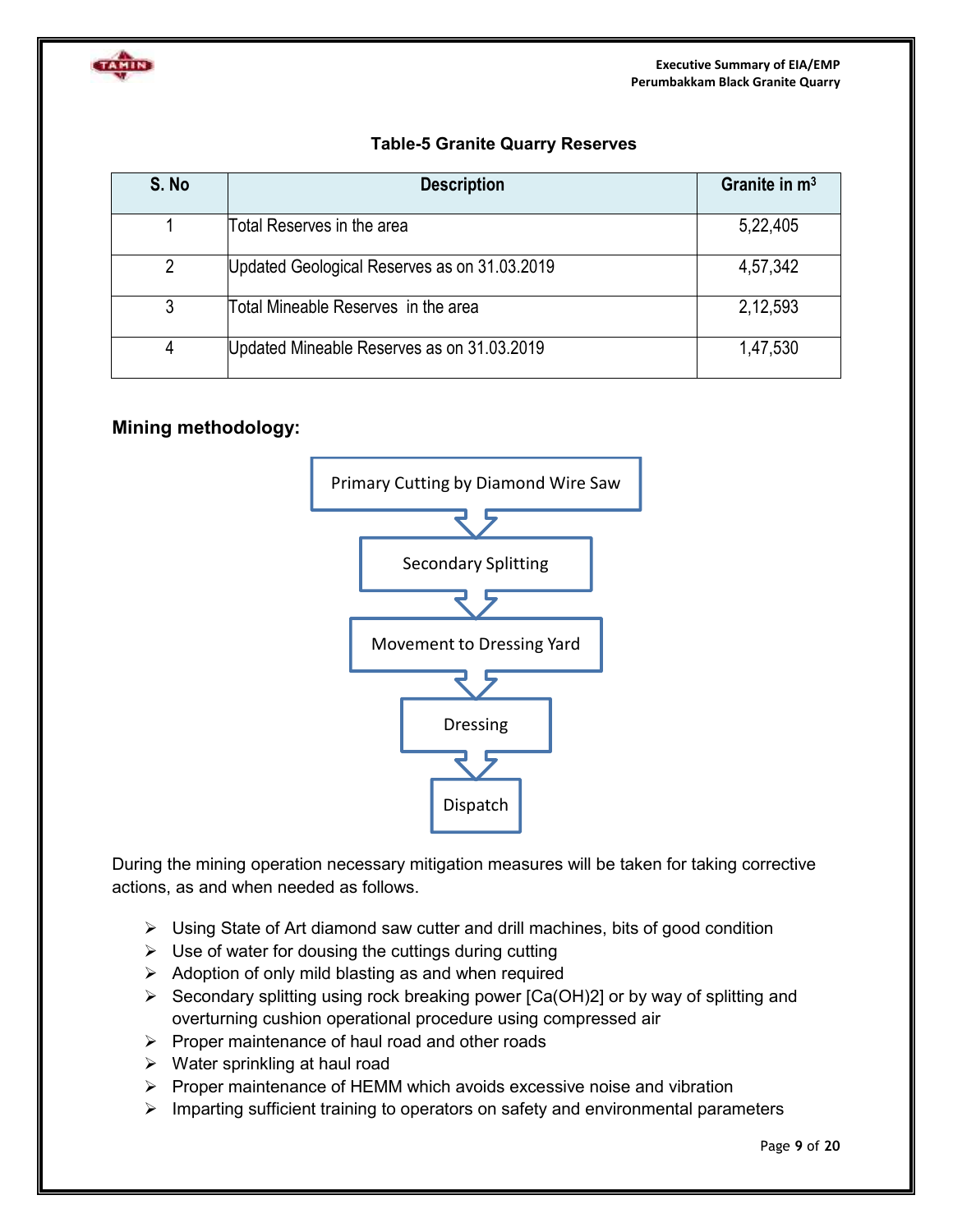**Table-5 Granite Quarry Reserves**

| S. No | Description | Granite in $m^3$ |
|---|---|---|
| 1 | Total Reserves in the area | 5,22,405 |
| 2 | Updated Geological Reserves as on 31.03.2019 | 4,57,342 |
| 3 | Total Mineable Reserves in the area | 2,12,593 |
| 4 | Updated Mineable Reserves as on 31.03.2019 | 1,47,530 |

### Mining methodology:

Primary Cutting by Diamond Wire Saw → Secondary Splitting → Movement to Dressing Yard → Dressing → Dispatch

During the mining operation necessary mitigation measures will be taken for taking corrective actions, as and when needed as follows.

- Using State of Art diamond saw cutter and drill machines, bits of good condition
- Use of water for dousing the cuttings during cutting
- Adoption of only mild blasting as and when required
- Secondary splitting using rock breaking power [$Ca(OH)_2$] or by way of splitting and overturning cushion operational procedure using compressed air
- Proper maintenance of haul road and other roads
- Water sprinkling at haul road
- Proper maintenance of HEMM which avoids excessive noise and vibration
- Imparting sufficient training to operators on safety and environmental parameters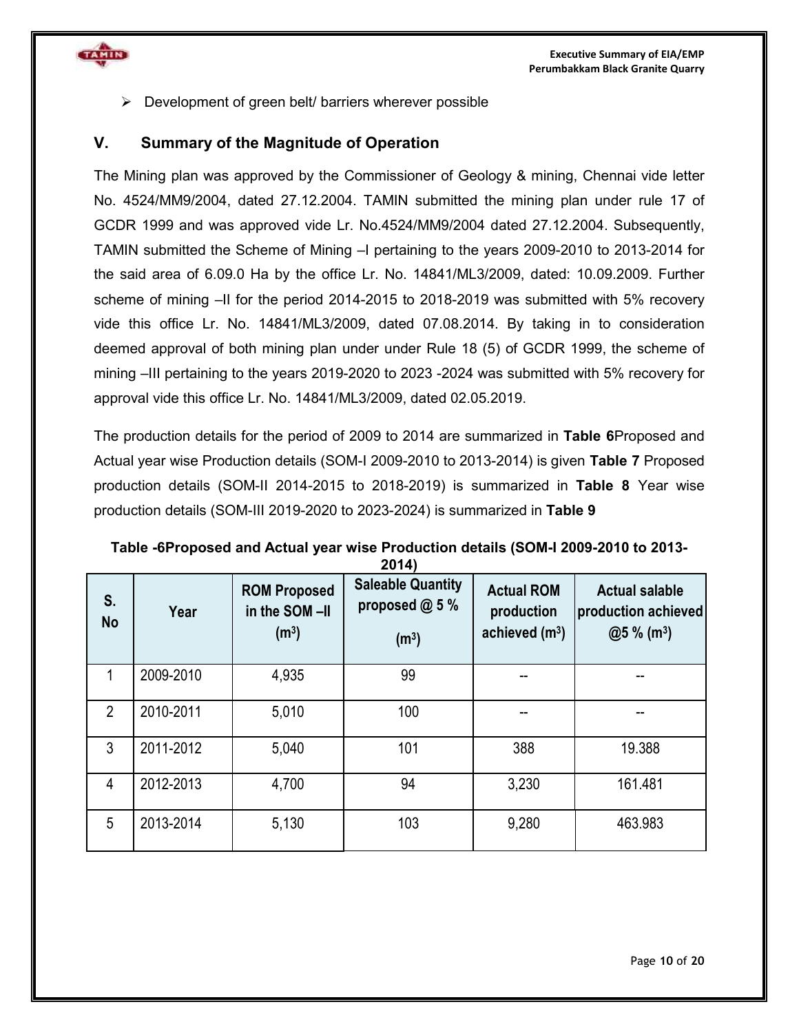- Development of green belt/ barriers wherever possible

## V. Summary of the Magnitude of Operation

The Mining plan was approved by the Commissioner of Geology & mining, Chennai vide letter No. 4524/MM9/2004, dated 27.12.2004. TAMIN submitted the mining plan under rule 17 of GCDR 1999 and was approved vide Lr. No.4524/MM9/2004 dated 27.12.2004. Subsequently, TAMIN submitted the Scheme of Mining –I pertaining to the years 2009-2010 to 2013-2014 for the said area of 6.09.0 Ha by the office Lr. No. 14841/ML3/2009, dated: 10.09.2009. Further scheme of mining –II for the period 2014-2015 to 2018-2019 was submitted with 5% recovery vide this office Lr. No. 14841/ML3/2009, dated 07.08.2014. By taking in to consideration deemed approval of both mining plan under under Rule 18 (5) of GCDR 1999, the scheme of mining –III pertaining to the years 2019-2020 to 2023 -2024 was submitted with 5% recovery for approval vide this office Lr. No. 14841/ML3/2009, dated 02.05.2019.

The production details for the period of 2009 to 2014 are summarized in **Table 6**Proposed and Actual year wise Production details (SOM-I 2009-2010 to 2013-2014) is given **Table 7** Proposed production details (SOM-II 2014-2015 to 2018-2019) is summarized in **Table 8** Year wise production details (SOM-III 2019-2020 to 2023-2024) is summarized in **Table 9**

**Table -6Proposed and Actual year wise Production details (SOM-I 2009-2010 to 2013-2014)**

| S. No | Year | ROM Proposed in the SOM –II ($m^3$) | Saleable Quantity proposed @ 5 % ($m^3$) | Actual ROM production achieved ($m^3$) | Actual salable production achieved @5 % ($m^3$) |
|---|---|---|---|---|---|
| 1 | 2009-2010 | 4,935 | 99 | -- | -- |
| 2 | 2010-2011 | 5,010 | 100 | -- | -- |
| 3 | 2011-2012 | 5,040 | 101 | 388 | 19.388 |
| 4 | 2012-2013 | 4,700 | 94 | 3,230 | 161.481 |
| 5 | 2013-2014 | 5,130 | 103 | 9,280 | 463.983 |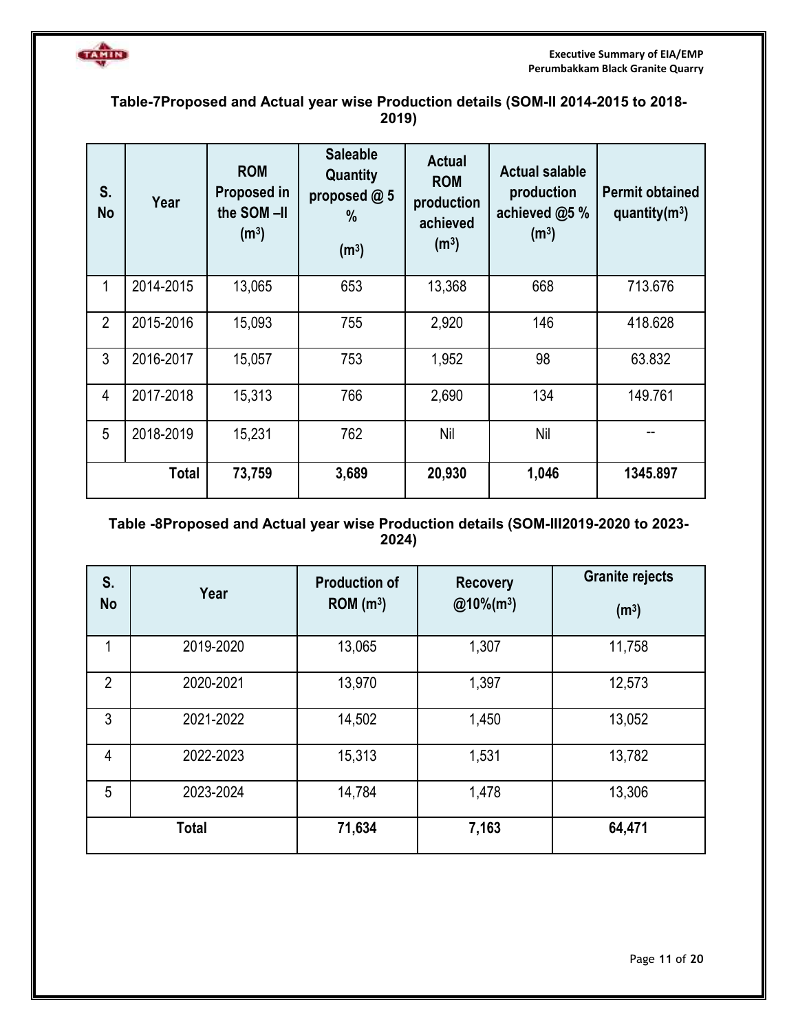**Table-7Proposed and Actual year wise Production details (SOM-II 2014-2015 to 2018-2019)**

| S. No | Year | ROM Proposed in the SOM –II ($m^3$) | Saleable Quantity proposed @ 5 % ($m^3$) | Actual ROM production achieved ($m^3$) | Actual salable production achieved @5 % ($m^3$) | Permit obtained quantity($m^3$) |
|---|---|---|---|---|---|---|
| 1 | 2014-2015 | 13,065 | 653 | 13,368 | 668 | 713.676 |
| 2 | 2015-2016 | 15,093 | 755 | 2,920 | 146 | 418.628 |
| 3 | 2016-2017 | 15,057 | 753 | 1,952 | 98 | 63.832 |
| 4 | 2017-2018 | 15,313 | 766 | 2,690 | 134 | 149.761 |
| 5 | 2018-2019 | 15,231 | 762 | Nil | Nil | -- |
| | **Total** | **73,759** | **3,689** | **20,930** | **1,046** | **1345.897** |

**Table -8Proposed and Actual year wise Production details (SOM-III2019-2020 to 2023-2024)**

| S. No | Year | Production of ROM ($m^3$) | Recovery @10%($m^3$) | Granite rejects ($m^3$) |
|---|---|---|---|---|
| 1 | 2019-2020 | 13,065 | 1,307 | 11,758 |
| 2 | 2020-2021 | 13,970 | 1,397 | 12,573 |
| 3 | 2021-2022 | 14,502 | 1,450 | 13,052 |
| 4 | 2022-2023 | 15,313 | 1,531 | 13,782 |
| 5 | 2023-2024 | 14,784 | 1,478 | 13,306 |
| **Total** | | **71,634** | **7,163** | **64,471** |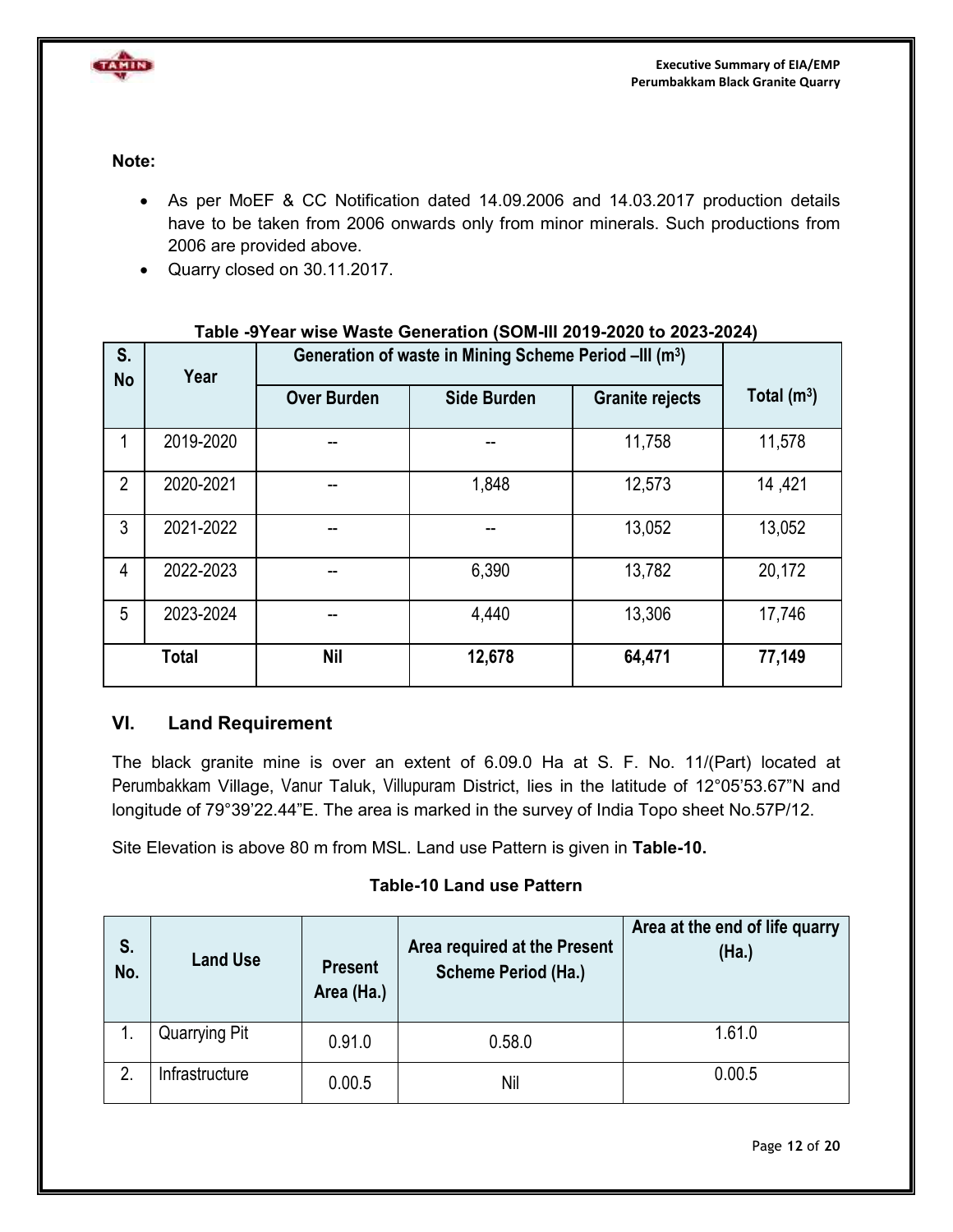**Note:**

- As per MoEF & CC Notification dated 14.09.2006 and 14.03.2017 production details have to be taken from 2006 onwards only from minor minerals. Such productions from 2006 are provided above.
- Quarry closed on 30.11.2017.

**Table -9Year wise Waste Generation (SOM-III 2019-2020 to 2023-2024)**

| S. No | Year | Generation of waste in Mining Scheme Period –III ($m^3$) | | | Total ($m^3$) |
|---|---|---|---|---|---|
| | | Over Burden | Side Burden | Granite rejects | |
| 1 | 2019-2020 | -- | -- | 11,758 | 11,578 |
| 2 | 2020-2021 | -- | 1,848 | 12,573 | 14 ,421 |
| 3 | 2021-2022 | -- | -- | 13,052 | 13,052 |
| 4 | 2022-2023 | -- | 6,390 | 13,782 | 20,172 |
| 5 | 2023-2024 | -- | 4,440 | 13,306 | 17,746 |
| **Total** | | **Nil** | **12,678** | **64,471** | **77,149** |

## VI. Land Requirement

The black granite mine is over an extent of 6.09.0 Ha at S. F. No. 11/(Part) located at Perumbakkam Village, Vanur Taluk, Villupuram District, lies in the latitude of 12°05'53.67"N and longitude of 79°39'22.44"E. The area is marked in the survey of India Topo sheet No.57P/12.

Site Elevation is above 80 m from MSL. Land use Pattern is given in **Table-10.**

**Table-10 Land use Pattern**

| S. No. | Land Use | Present Area (Ha.) | Area required at the Present Scheme Period (Ha.) | Area at the end of life quarry (Ha.) |
|---|---|---|---|---|
| 1. | Quarrying Pit | 0.91.0 | 0.58.0 | 1.61.0 |
| 2. | Infrastructure | 0.00.5 | Nil | 0.00.5 |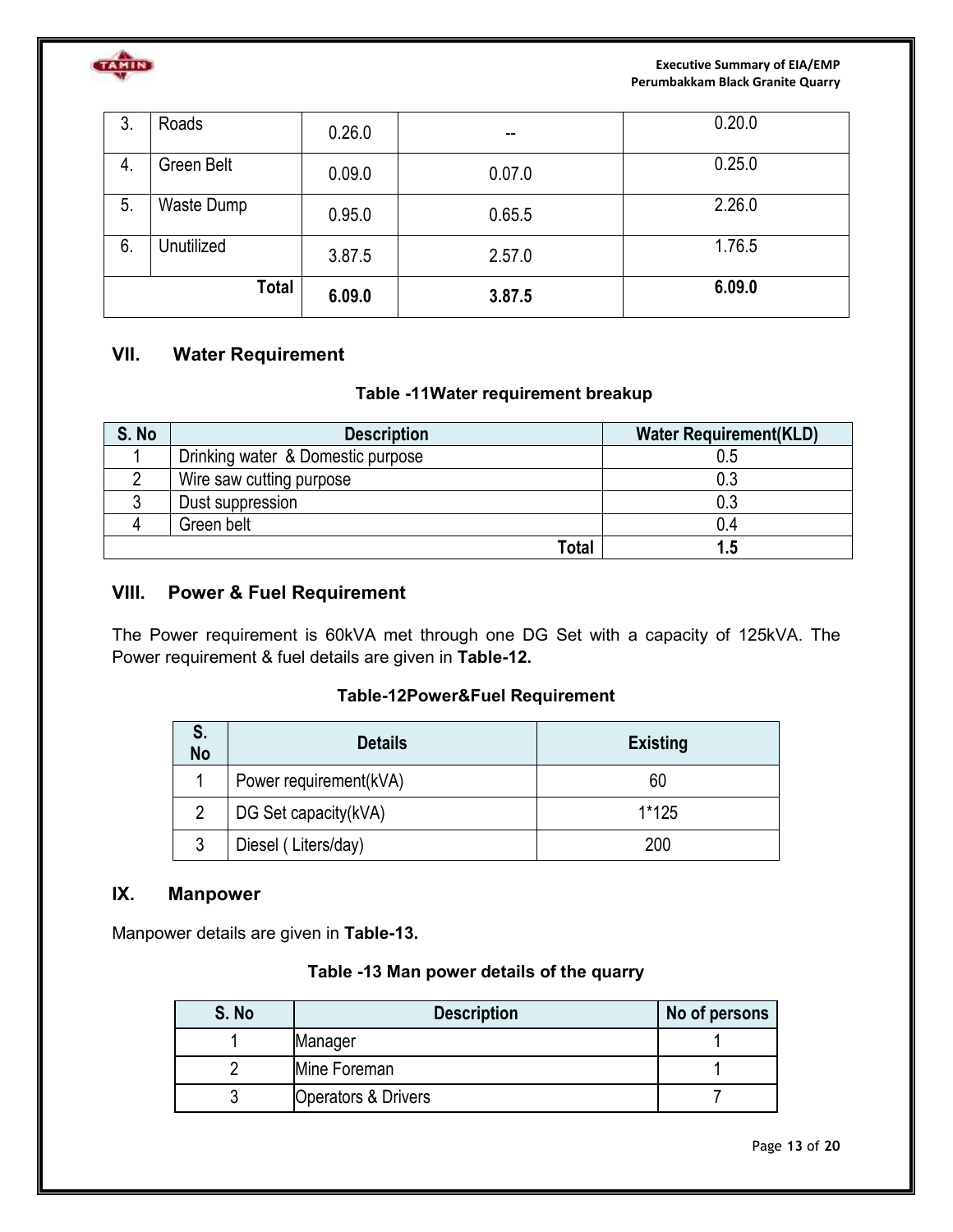| 3. | Roads | 0.26.0 | -- | 0.20.0 |
|---|---|---|---|---|
| 4. | Green Belt | 0.09.0 | 0.07.0 | 0.25.0 |
| 5. | Waste Dump | 0.95.0 | 0.65.5 | 2.26.0 |
| 6. | Unutilized | 3.87.5 | 2.57.0 | 1.76.5 |
| | **Total** | **6.09.0** | **3.87.5** | **6.09.0** |

## VII. Water Requirement

**Table -11Water requirement breakup**

| S. No | Description | Water Requirement(KLD) |
|---|---|---|
| 1 | Drinking water & Domestic purpose | 0.5 |
| 2 | Wire saw cutting purpose | 0.3 |
| 3 | Dust suppression | 0.3 |
| 4 | Green belt | 0.4 |
| | **Total** | **1.5** |

## VIII. Power & Fuel Requirement

The Power requirement is 60kVA met through one DG Set with a capacity of 125kVA. The Power requirement & fuel details are given in **Table-12.**

**Table-12Power&Fuel Requirement**

| S. No | Details | Existing |
|---|---|---|
| 1 | Power requirement(kVA) | 60 |
| 2 | DG Set capacity(kVA) | 1*125 |
| 3 | Diesel ( Liters/day) | 200 |

## IX. Manpower

Manpower details are given in **Table-13.**

**Table -13 Man power details of the quarry**

| S. No | Description | No of persons |
|---|---|---|
| 1 | Manager | 1 |
| 2 | Mine Foreman | 1 |
| 3 | Operators & Drivers | 7 |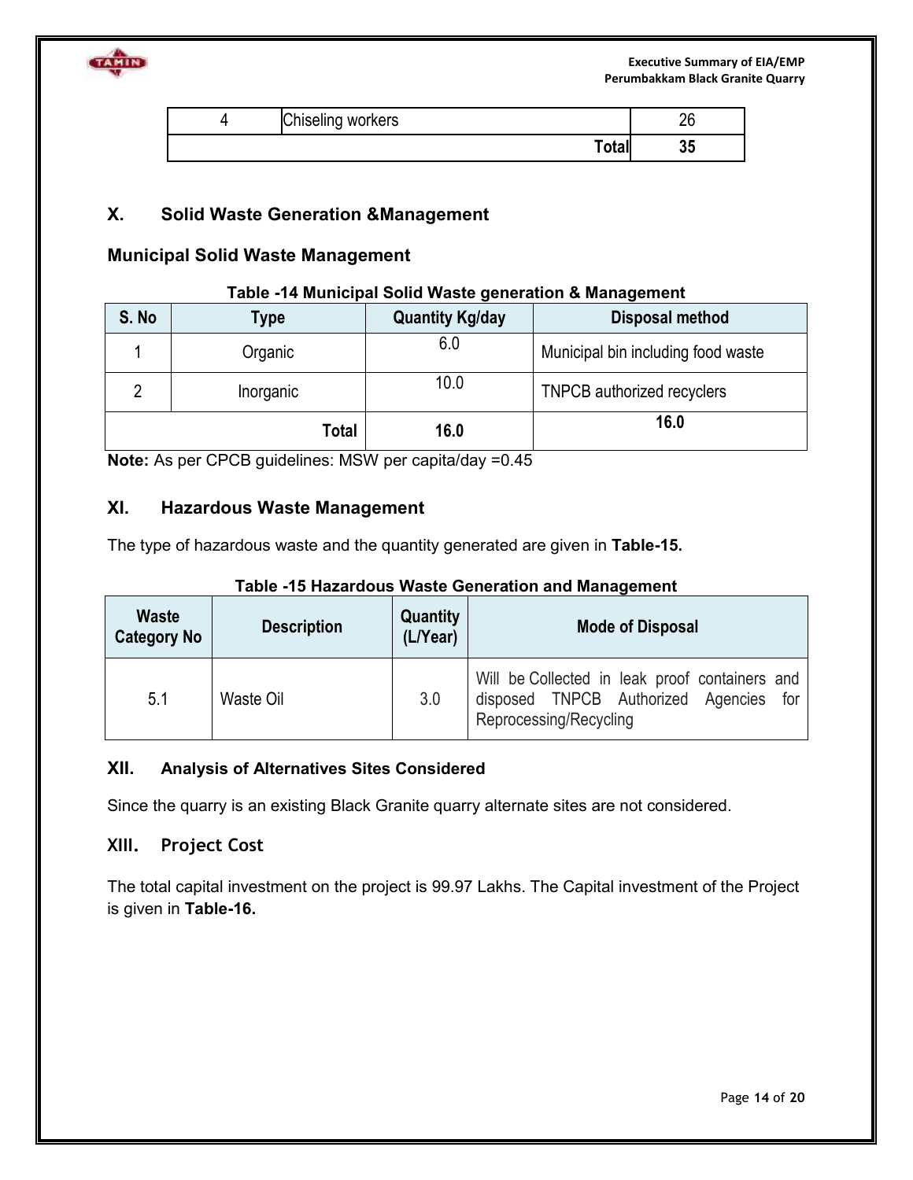| 4 | Chiseling workers | 26 |
|---|---|---|
| | **Total** | **35** |

## X. Solid Waste Generation &Management

### Municipal Solid Waste Management

**Table -14 Municipal Solid Waste generation & Management**

| S. No | Type | Quantity Kg/day | Disposal method |
|---|---|---|---|
| 1 | Organic | 6.0 | Municipal bin including food waste |
| 2 | Inorganic | 10.0 | TNPCB authorized recyclers |
| | **Total** | **16.0** | **16.0** |

**Note:** As per CPCB guidelines: MSW per capita/day =0.45

## XI. Hazardous Waste Management

The type of hazardous waste and the quantity generated are given in **Table-15.**

**Table -15 Hazardous Waste Generation and Management**

| Waste Category No | Description | Quantity (L/Year) | Mode of Disposal |
|---|---|---|---|
| 5.1 | Waste Oil | 3.0 | Will be Collected in leak proof containers and disposed TNPCB Authorized Agencies for Reprocessing/Recycling |

## XII. Analysis of Alternatives Sites Considered

Since the quarry is an existing Black Granite quarry alternate sites are not considered.

## XIII. Project Cost

The total capital investment on the project is 99.97 Lakhs. The Capital investment of the Project is given in **Table-16.**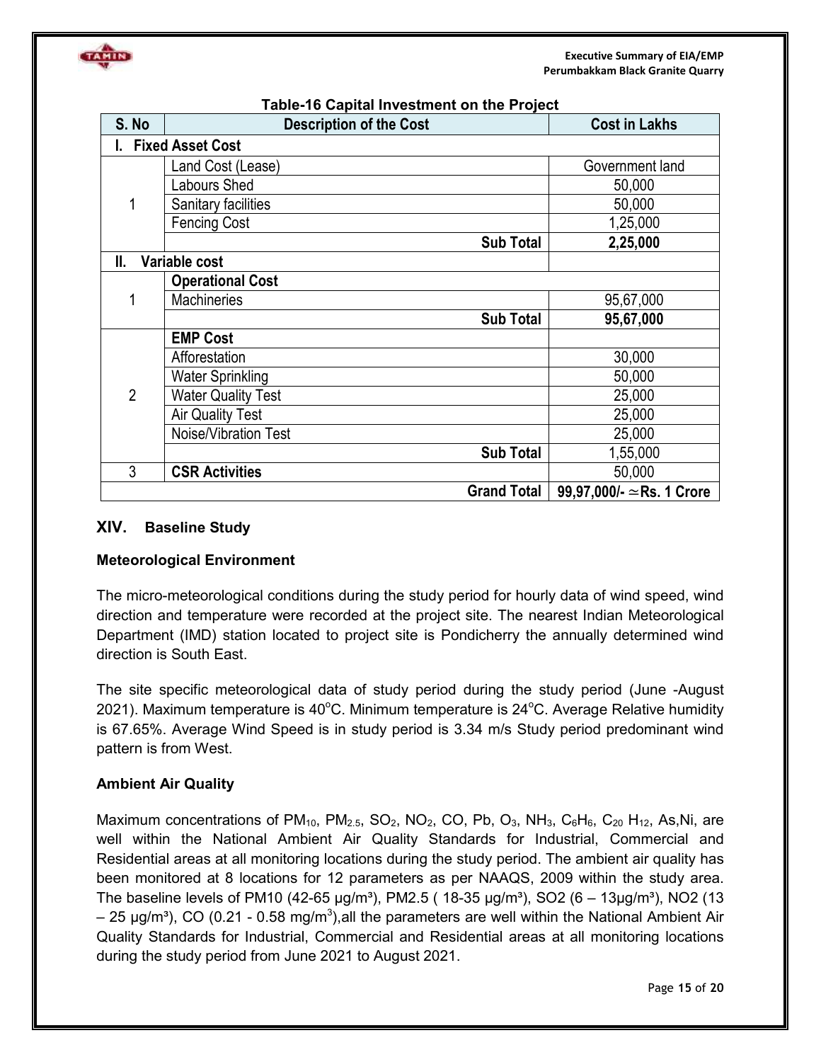**Table-16 Capital Investment on the Project**

| S. No | Description of the Cost | Cost in Lakhs |
|---|---|---|
| **I. Fixed Asset Cost** | | |
| 1 | Land Cost (Lease) | Government land |
| | Labours Shed | 50,000 |
| | Sanitary facilities | 50,000 |
| | Fencing Cost | 1,25,000 |
| | **Sub Total** | **2,25,000** |
| **II. Variable cost** | | |
| 1 | **Operational Cost** | |
| | Machineries | 95,67,000 |
| | **Sub Total** | **95,67,000** |
| 2 | **EMP Cost** | |
| | Afforestation | 30,000 |
| | Water Sprinkling | 50,000 |
| | Water Quality Test | 25,000 |
| | Air Quality Test | 25,000 |
| | Noise/Vibration Test | 25,000 |
| | **Sub Total** | 1,55,000 |
| 3 | **CSR Activities** | 50,000 |
| | **Grand Total** | **99,97,000/- ≃Rs. 1 Crore** |

## XIV. Baseline Study

### Meteorological Environment

The micro-meteorological conditions during the study period for hourly data of wind speed, wind direction and temperature were recorded at the project site. The nearest Indian Meteorological Department (IMD) station located to project site is Pondicherry the annually determined wind direction is South East.

The site specific meteorological data of study period during the study period (June -August 2021). Maximum temperature is 40°C. Minimum temperature is 24°C. Average Relative humidity is 67.65%. Average Wind Speed is in study period is 3.34 m/s Study period predominant wind pattern is from West.

### Ambient Air Quality

Maximum concentrations of $PM_{10}$, $PM_{2.5}$, $SO_2$, $NO_2$, CO, Pb, $O_3$, $NH_3$, $C_6H_6$, $C_{20}H_{12}$, As,Ni, are well within the National Ambient Air Quality Standards for Industrial, Commercial and Residential areas at all monitoring locations during the study period. The ambient air quality has been monitored at 8 locations for 12 parameters as per NAAQS, 2009 within the study area. The baseline levels of PM10 (42-65 µg/m³), PM2.5 ( 18-35 µg/m³), SO2 (6 – 13µg/m³), NO2 (13 – 25 µg/m³), CO (0.21 - 0.58 mg/m³),all the parameters are well within the National Ambient Air Quality Standards for Industrial, Commercial and Residential areas at all monitoring locations during the study period from June 2021 to August 2021.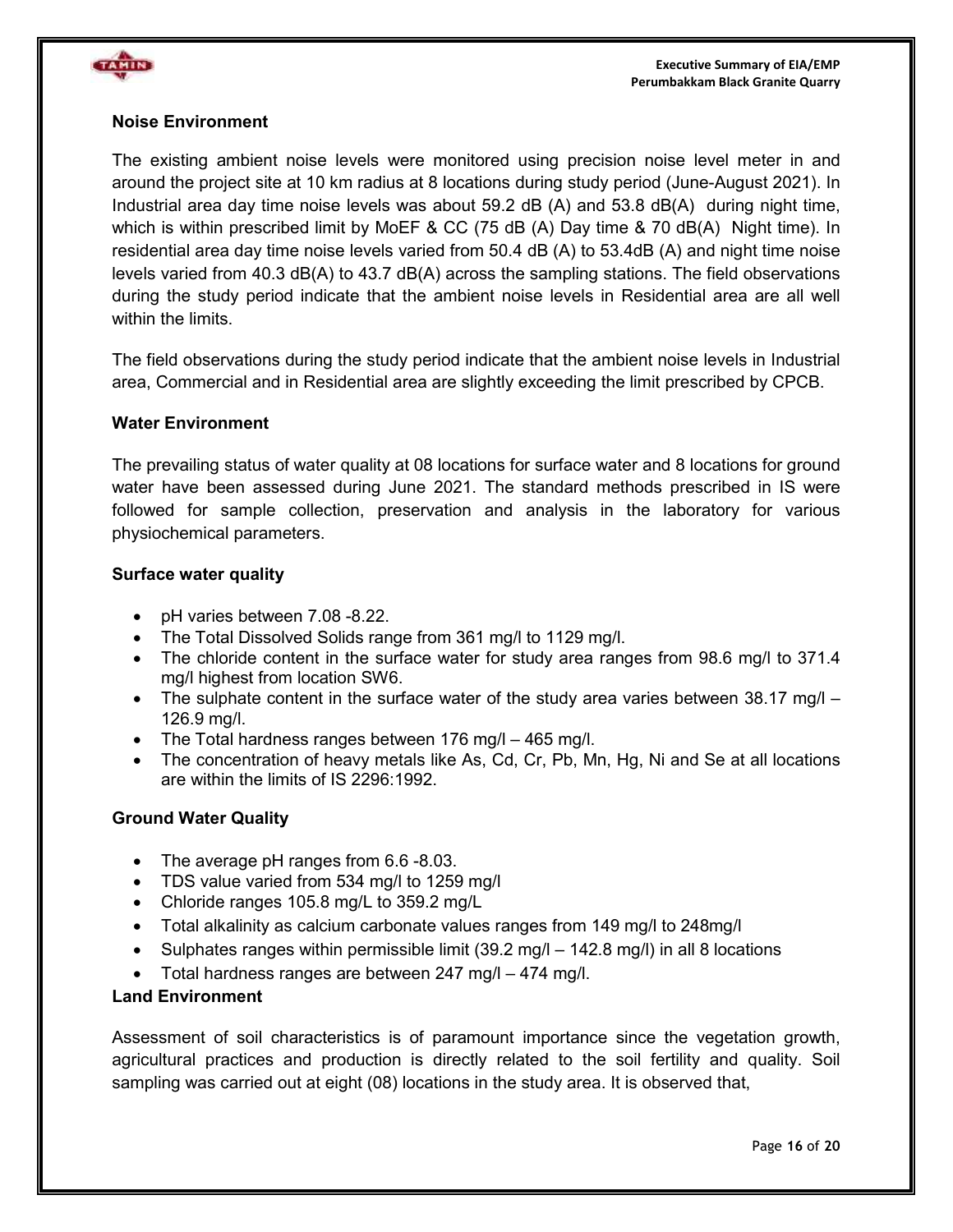### Noise Environment

The existing ambient noise levels were monitored using precision noise level meter in and around the project site at 10 km radius at 8 locations during study period (June-August 2021). In Industrial area day time noise levels was about 59.2 dB (A) and 53.8 dB(A) during night time, which is within prescribed limit by MoEF & CC (75 dB (A) Day time & 70 dB(A) Night time). In residential area day time noise levels varied from 50.4 dB (A) to 53.4dB (A) and night time noise levels varied from 40.3 dB(A) to 43.7 dB(A) across the sampling stations. The field observations during the study period indicate that the ambient noise levels in Residential area are all well within the limits.

The field observations during the study period indicate that the ambient noise levels in Industrial area, Commercial and in Residential area are slightly exceeding the limit prescribed by CPCB.

### Water Environment

The prevailing status of water quality at 08 locations for surface water and 8 locations for ground water have been assessed during June 2021. The standard methods prescribed in IS were followed for sample collection, preservation and analysis in the laboratory for various physiochemical parameters.

### Surface water quality

- pH varies between 7.08 -8.22.
- The Total Dissolved Solids range from 361 mg/l to 1129 mg/l.
- The chloride content in the surface water for study area ranges from 98.6 mg/l to 371.4 mg/l highest from location SW6.
- The sulphate content in the surface water of the study area varies between 38.17 mg/l – 126.9 mg/l.
- The Total hardness ranges between 176 mg/l – 465 mg/l.
- The concentration of heavy metals like As, Cd, Cr, Pb, Mn, Hg, Ni and Se at all locations are within the limits of IS 2296:1992.

### Ground Water Quality

- The average pH ranges from 6.6 -8.03.
- TDS value varied from 534 mg/l to 1259 mg/l
- Chloride ranges 105.8 mg/L to 359.2 mg/L
- Total alkalinity as calcium carbonate values ranges from 149 mg/l to 248mg/l
- Sulphates ranges within permissible limit (39.2 mg/l – 142.8 mg/l) in all 8 locations
- Total hardness ranges are between 247 mg/l – 474 mg/l.

### Land Environment

Assessment of soil characteristics is of paramount importance since the vegetation growth, agricultural practices and production is directly related to the soil fertility and quality. Soil sampling was carried out at eight (08) locations in the study area. It is observed that,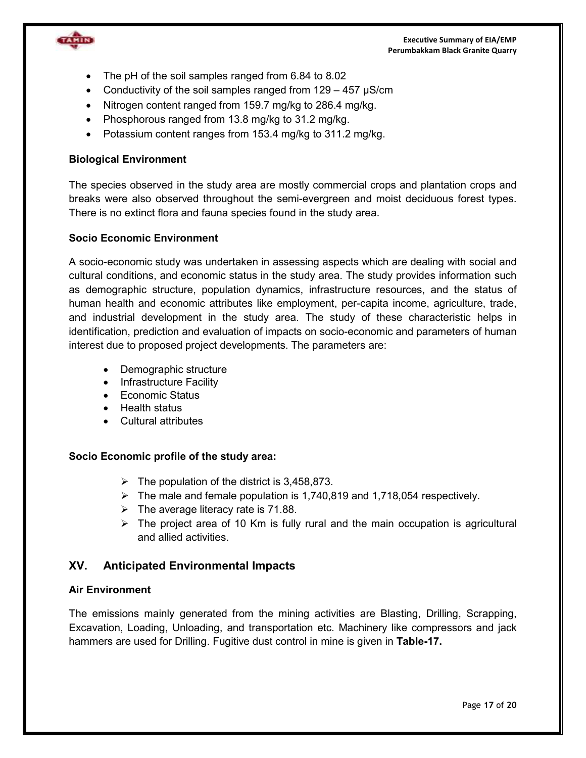- The pH of the soil samples ranged from 6.84 to 8.02
- Conductivity of the soil samples ranged from 129 – 457 μS/cm
- Nitrogen content ranged from 159.7 mg/kg to 286.4 mg/kg.
- Phosphorous ranged from 13.8 mg/kg to 31.2 mg/kg.
- Potassium content ranges from 153.4 mg/kg to 311.2 mg/kg.

**Biological Environment**

The species observed in the study area are mostly commercial crops and plantation crops and breaks were also observed throughout the semi-evergreen and moist deciduous forest types. There is no extinct flora and fauna species found in the study area.

**Socio Economic Environment**

A socio-economic study was undertaken in assessing aspects which are dealing with social and cultural conditions, and economic status in the study area. The study provides information such as demographic structure, population dynamics, infrastructure resources, and the status of human health and economic attributes like employment, per-capita income, agriculture, trade, and industrial development in the study area. The study of these characteristic helps in identification, prediction and evaluation of impacts on socio-economic and parameters of human interest due to proposed project developments. The parameters are:

- Demographic structure
- Infrastructure Facility
- Economic Status
- Health status
- Cultural attributes

**Socio Economic profile of the study area:**

- The population of the district is 3,458,873.
- The male and female population is 1,740,819 and 1,718,054 respectively.
- The average literacy rate is 71.88.
- The project area of 10 Km is fully rural and the main occupation is agricultural and allied activities.

## XV. Anticipated Environmental Impacts

**Air Environment**

The emissions mainly generated from the mining activities are Blasting, Drilling, Scrapping, Excavation, Loading, Unloading, and transportation etc. Machinery like compressors and jack hammers are used for Drilling. Fugitive dust control in mine is given in **Table-17.**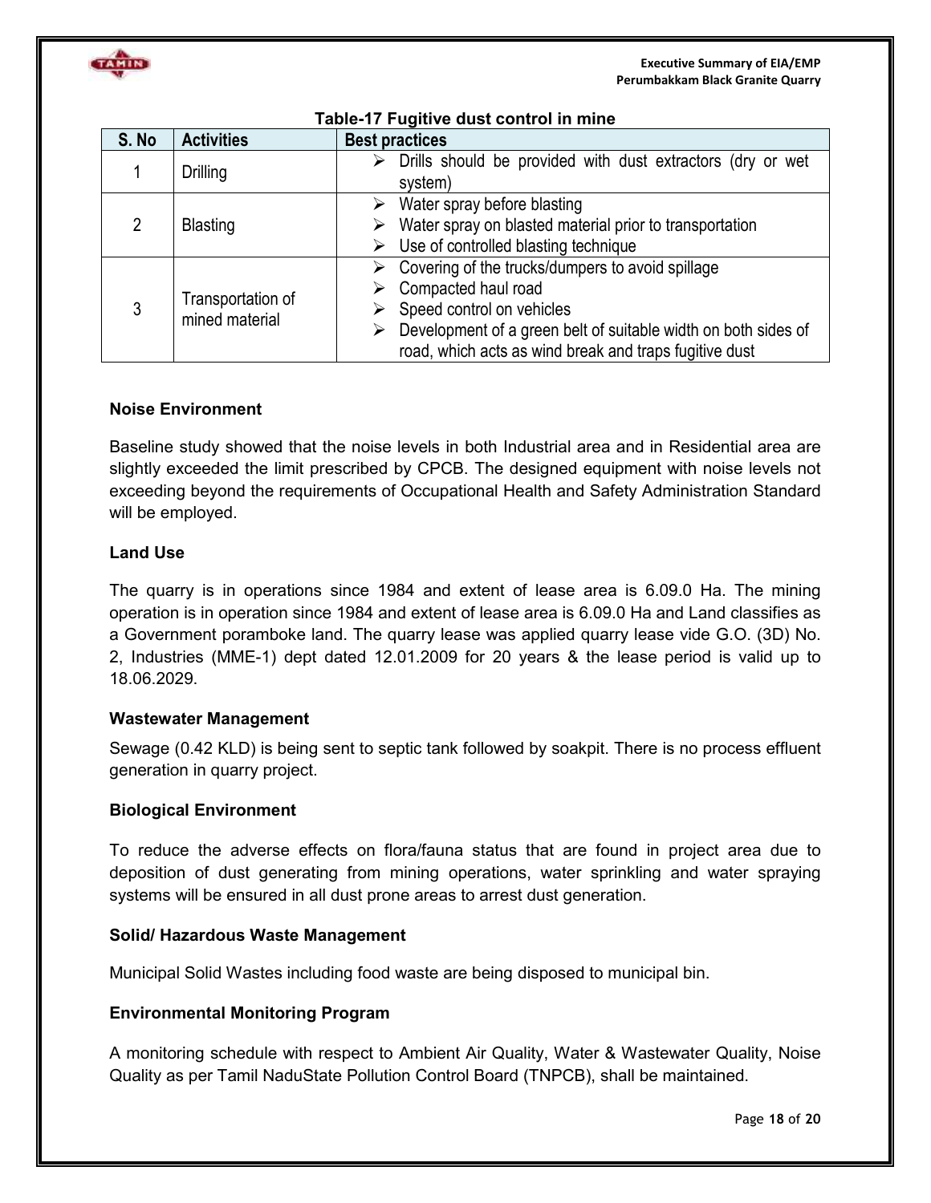**Table-17 Fugitive dust control in mine**

| S. No | Activities | Best practices |
|---|---|---|
| 1 | Drilling | ➢ Drills should be provided with dust extractors (dry or wet system) |
| 2 | Blasting | ➢ Water spray before blasting<br>➢ Water spray on blasted material prior to transportation<br>➢ Use of controlled blasting technique |
| 3 | Transportation of mined material | ➢ Covering of the trucks/dumpers to avoid spillage<br>➢ Compacted haul road<br>➢ Speed control on vehicles<br>➢ Development of a green belt of suitable width on both sides of road, which acts as wind break and traps fugitive dust |

### Noise Environment

Baseline study showed that the noise levels in both Industrial area and in Residential area are slightly exceeded the limit prescribed by CPCB. The designed equipment with noise levels not exceeding beyond the requirements of Occupational Health and Safety Administration Standard will be employed.

### Land Use

The quarry is in operations since 1984 and extent of lease area is 6.09.0 Ha. The mining operation is in operation since 1984 and extent of lease area is 6.09.0 Ha and Land classifies as a Government poramboke land. The quarry lease was applied quarry lease vide G.O. (3D) No. 2, Industries (MME-1) dept dated 12.01.2009 for 20 years & the lease period is valid up to 18.06.2029.

### Wastewater Management

Sewage (0.42 KLD) is being sent to septic tank followed by soakpit. There is no process effluent generation in quarry project.

### Biological Environment

To reduce the adverse effects on flora/fauna status that are found in project area due to deposition of dust generating from mining operations, water sprinkling and water spraying systems will be ensured in all dust prone areas to arrest dust generation.

### Solid/ Hazardous Waste Management

Municipal Solid Wastes including food waste are being disposed to municipal bin.

### Environmental Monitoring Program

A monitoring schedule with respect to Ambient Air Quality, Water & Wastewater Quality, Noise Quality as per Tamil NaduState Pollution Control Board (TNPCB), shall be maintained.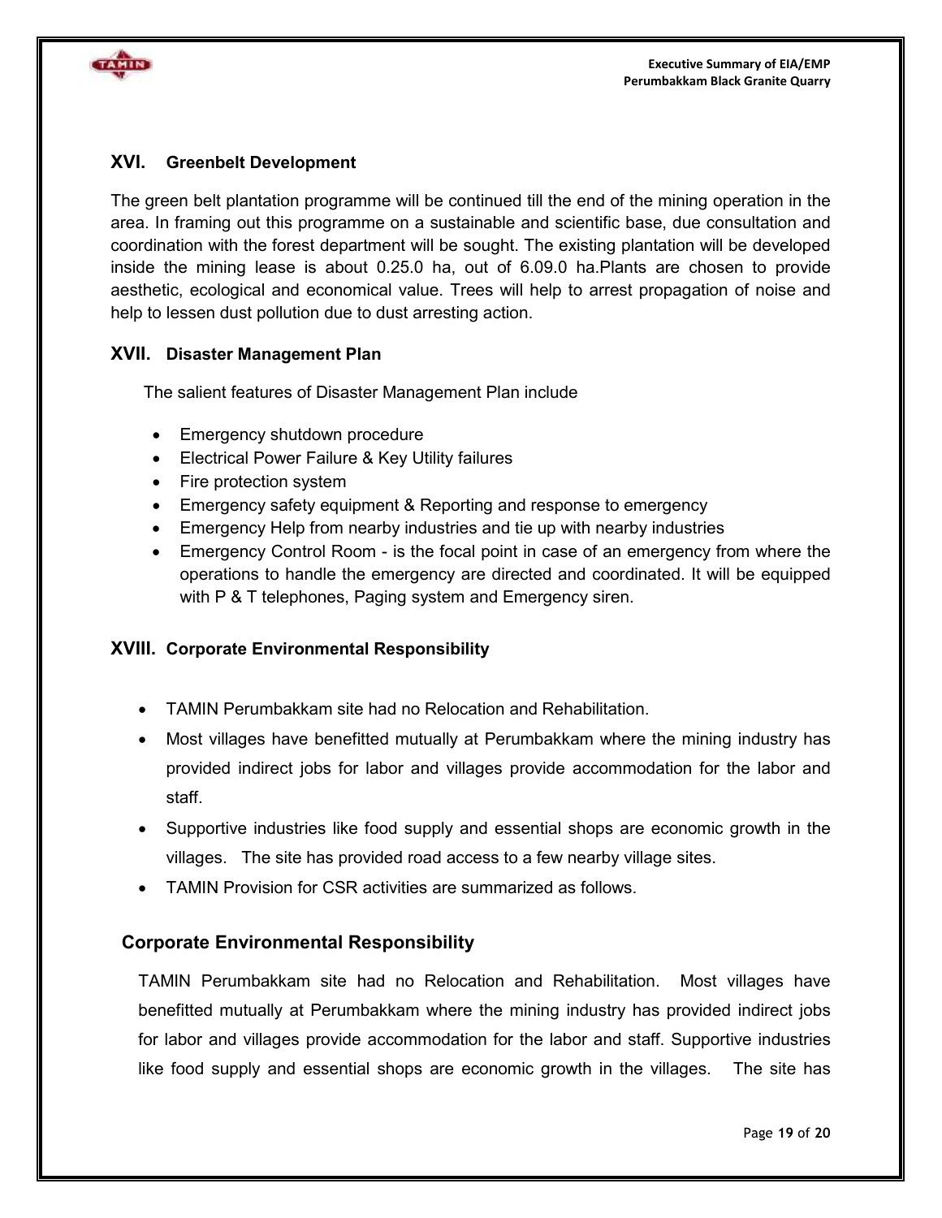## XVI. Greenbelt Development

The green belt plantation programme will be continued till the end of the mining operation in the area. In framing out this programme on a sustainable and scientific base, due consultation and coordination with the forest department will be sought. The existing plantation will be developed inside the mining lease is about 0.25.0 ha, out of 6.09.0 ha.Plants are chosen to provide aesthetic, ecological and economical value. Trees will help to arrest propagation of noise and help to lessen dust pollution due to dust arresting action.

## XVII. Disaster Management Plan

The salient features of Disaster Management Plan include

- Emergency shutdown procedure
- Electrical Power Failure & Key Utility failures
- Fire protection system
- Emergency safety equipment & Reporting and response to emergency
- Emergency Help from nearby industries and tie up with nearby industries
- Emergency Control Room - is the focal point in case of an emergency from where the operations to handle the emergency are directed and coordinated. It will be equipped with P & T telephones, Paging system and Emergency siren.

## XVIII. Corporate Environmental Responsibility

- TAMIN Perumbakkam site had no Relocation and Rehabilitation.
- Most villages have benefitted mutually at Perumbakkam where the mining industry has provided indirect jobs for labor and villages provide accommodation for the labor and staff.
- Supportive industries like food supply and essential shops are economic growth in the villages. The site has provided road access to a few nearby village sites.
- TAMIN Provision for CSR activities are summarized as follows.

### Corporate Environmental Responsibility

TAMIN Perumbakkam site had no Relocation and Rehabilitation. Most villages have benefitted mutually at Perumbakkam where the mining industry has provided indirect jobs for labor and villages provide accommodation for the labor and staff. Supportive industries like food supply and essential shops are economic growth in the villages. The site has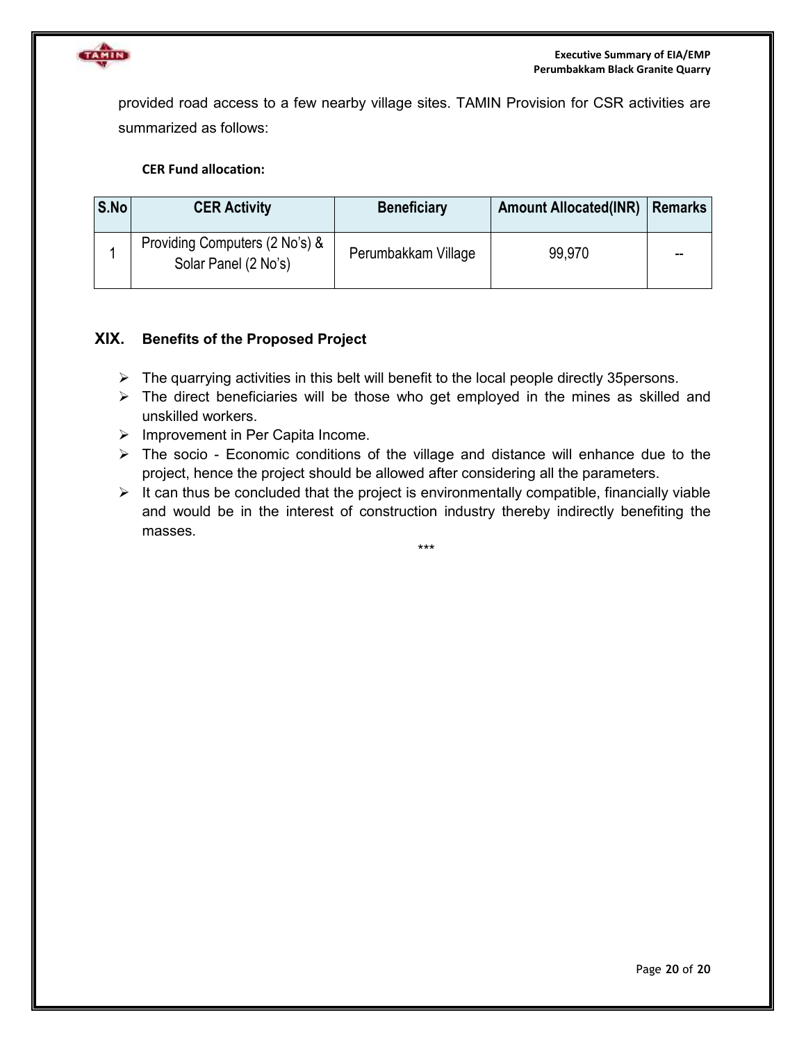provided road access to a few nearby village sites. TAMIN Provision for CSR activities are summarized as follows:

**CER Fund allocation:**

| S.No | CER Activity | Beneficiary | Amount Allocated(INR) | Remarks |
|---|---|---|---|---|
| 1 | Providing Computers (2 No's) & Solar Panel (2 No's) | Perumbakkam Village | 99,970 | -- |

## XIX. Benefits of the Proposed Project

- The quarrying activities in this belt will benefit to the local people directly 35persons.
- The direct beneficiaries will be those who get employed in the mines as skilled and unskilled workers.
- Improvement in Per Capita Income.
- The socio - Economic conditions of the village and distance will enhance due to the project, hence the project should be allowed after considering all the parameters.
- It can thus be concluded that the project is environmentally compatible, financially viable and would be in the interest of construction industry thereby indirectly benefiting the masses.

***